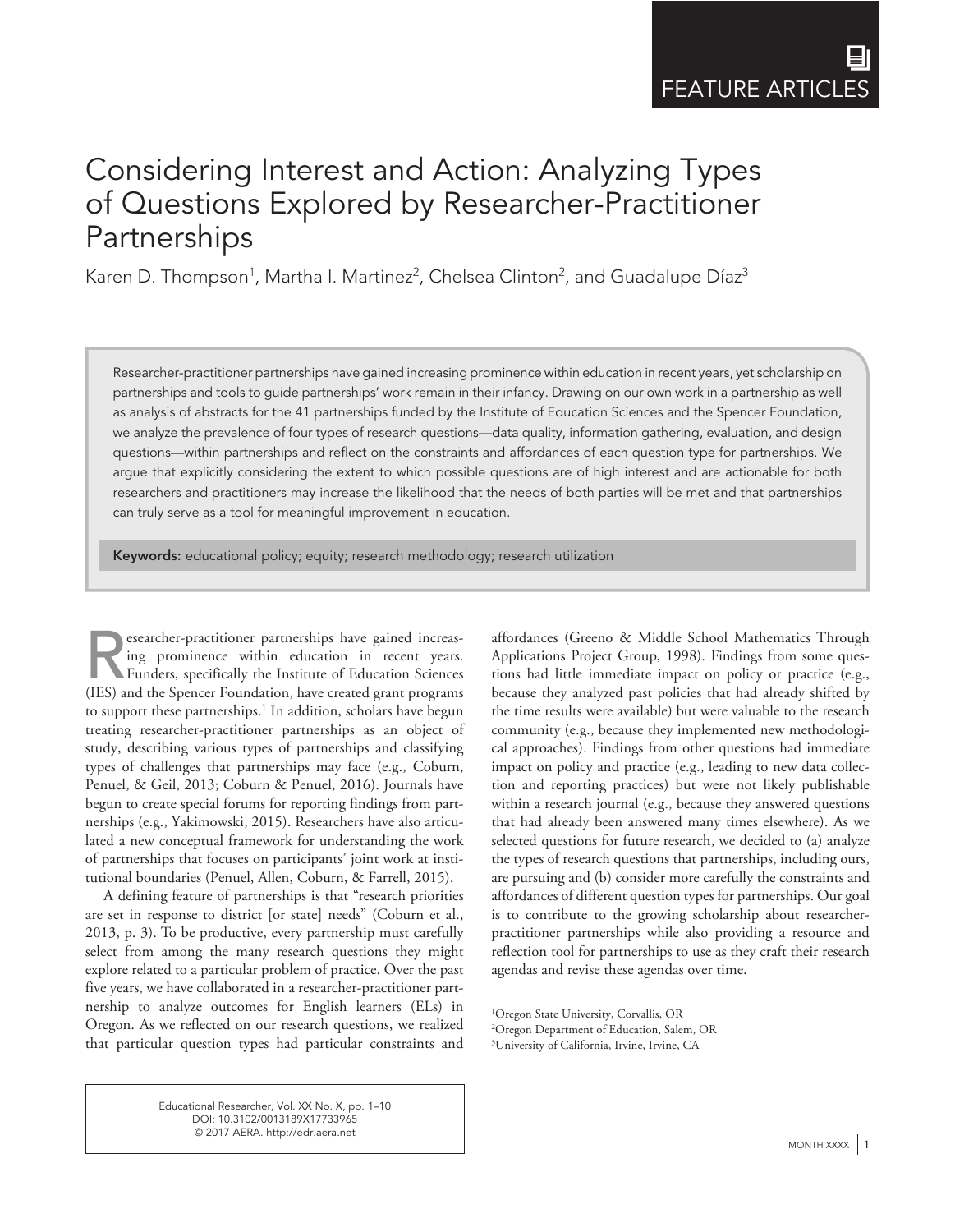FEATURE ARTICLES

# Considering Interest and Action: Analyzing Types of Questions Explored by Researcher-Practitioner Partnerships

Karen D. Thompson[1], Martha I. Martinez[2], Chelsea Clinton[2], and Guadalupe Díaz[3]

Researcher-practitioner partnerships have gained increasing prominence within education in recent years, yet scholarship on partnerships and tools to guide partnerships' work remain in their infancy. Drawing on our own work in a partnership as well as analysis of abstracts for the 41 partnerships funded by the Institute of Education Sciences and the Spencer Foundation, we analyze the prevalence of four types of research questions—data quality, information gathering, evaluation, and design questions—within partnerships and reflect on the constraints and affordances of each question type for partnerships. We argue that explicitly considering the extent to which possible questions are of high interest and are actionable for both researchers and practitioners may increase the likelihood that the needs of both parties will be met and that partnerships can truly serve as a tool for meaningful improvement in education.

**Keywords:** educational policy; equity; research methodology; research utilization

Researcher-practitioner partnerships have gained increasing prominence within education in recent years. Funders, specifically the Institute of Education Sciences (IES) and the Spencer Foundation, have created grant programs to support these partnerships.[1] In addition, scholars have begun treating researcher-practitioner partnerships as an object of study, describing various types of partnerships and classifying types of challenges that partnerships may face (e.g., Coburn, Penuel, & Geil, 2013; Coburn & Penuel, 2016). Journals have begun to create special forums for reporting findings from partnerships (e.g., Yakimowski, 2015). Researchers have also articulated a new conceptual framework for understanding the work of partnerships that focuses on participants' joint work at institutional boundaries (Penuel, Allen, Coburn, & Farrell, 2015).

A defining feature of partnerships is that "research priorities are set in response to district [or state] needs" (Coburn et al., 2013, p. 3). To be productive, every partnership must carefully select from among the many research questions they might explore related to a particular problem of practice. Over the past five years, we have collaborated in a researcher-practitioner partnership to analyze outcomes for English learners (ELs) in Oregon. As we reflected on our research questions, we realized that particular question types had particular constraints and affordances (Greeno & Middle School Mathematics Through Applications Project Group, 1998). Findings from some questions had little immediate impact on policy or practice (e.g., because they analyzed past policies that had already shifted by the time results were available) but were valuable to the research community (e.g., because they implemented new methodological approaches). Findings from other questions had immediate impact on policy and practice (e.g., leading to new data collection and reporting practices) but were not likely publishable within a research journal (e.g., because they answered questions that had already been answered many times elsewhere). As we selected questions for future research, we decided to (a) analyze the types of research questions that partnerships, including ours, are pursuing and (b) consider more carefully the constraints and affordances of different question types for partnerships. Our goal is to contribute to the growing scholarship about researcher-practitioner partnerships while also providing a resource and reflection tool for partnerships to use as they craft their research agendas and revise these agendas over time.

[1]Oregon State University, Corvallis, OR
[2]Oregon Department of Education, Salem, OR
[3]University of California, Irvine, Irvine, CA

Educational Researcher, Vol. XX No. X, pp. 1–10
DOI: 10.3102/0013189X17733965
© 2017 AERA. http://edr.aera.net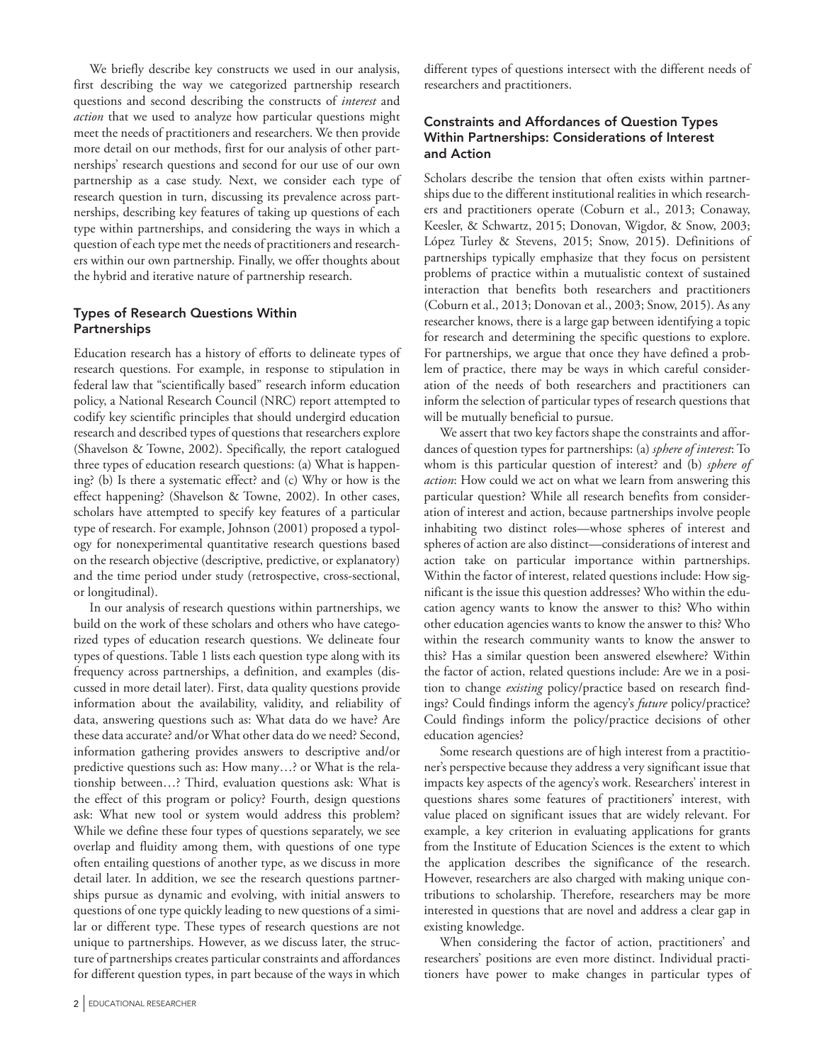We briefly describe key constructs we used in our analysis, first describing the way we categorized partnership research questions and second describing the constructs of *interest* and *action* that we used to analyze how particular questions might meet the needs of practitioners and researchers. We then provide more detail on our methods, first for our analysis of other partnerships' research questions and second for our use of our own partnership as a case study. Next, we consider each type of research question in turn, discussing its prevalence across partnerships, describing key features of taking up questions of each type within partnerships, and considering the ways in which a question of each type met the needs of practitioners and researchers within our own partnership. Finally, we offer thoughts about the hybrid and iterative nature of partnership research.

### Types of Research Questions Within Partnerships

Education research has a history of efforts to delineate types of research questions. For example, in response to stipulation in federal law that "scientifically based" research inform education policy, a National Research Council (NRC) report attempted to codify key scientific principles that should undergird education research and described types of questions that researchers explore (Shavelson & Towne, 2002). Specifically, the report catalogued three types of education research questions: (a) What is happening? (b) Is there a systematic effect? and (c) Why or how is the effect happening? (Shavelson & Towne, 2002). In other cases, scholars have attempted to specify key features of a particular type of research. For example, Johnson (2001) proposed a typology for nonexperimental quantitative research questions based on the research objective (descriptive, predictive, or explanatory) and the time period under study (retrospective, cross-sectional, or longitudinal).

In our analysis of research questions within partnerships, we build on the work of these scholars and others who have categorized types of education research questions. We delineate four types of questions. Table 1 lists each question type along with its frequency across partnerships, a definition, and examples (discussed in more detail later). First, data quality questions provide information about the availability, validity, and reliability of data, answering questions such as: What data do we have? Are these data accurate? and/or What other data do we need? Second, information gathering provides answers to descriptive and/or predictive questions such as: How many…? or What is the relationship between…? Third, evaluation questions ask: What is the effect of this program or policy? Fourth, design questions ask: What new tool or system would address this problem? While we define these four types of questions separately, we see overlap and fluidity among them, with questions of one type often entailing questions of another type, as we discuss in more detail later. In addition, we see the research questions partnerships pursue as dynamic and evolving, with initial answers to questions of one type quickly leading to new questions of a similar or different type. These types of research questions are not unique to partnerships. However, as we discuss later, the structure of partnerships creates particular constraints and affordances for different question types, in part because of the ways in which different types of questions intersect with the different needs of researchers and practitioners.

### Constraints and Affordances of Question Types Within Partnerships: Considerations of Interest and Action

Scholars describe the tension that often exists within partnerships due to the different institutional realities in which researchers and practitioners operate (Coburn et al., 2013; Conaway, Keesler, & Schwartz, 2015; Donovan, Wigdor, & Snow, 2003; López Turley & Stevens, 2015; Snow, 2015). Definitions of partnerships typically emphasize that they focus on persistent problems of practice within a mutualistic context of sustained interaction that benefits both researchers and practitioners (Coburn et al., 2013; Donovan et al., 2003; Snow, 2015). As any researcher knows, there is a large gap between identifying a topic for research and determining the specific questions to explore. For partnerships, we argue that once they have defined a problem of practice, there may be ways in which careful consideration of the needs of both researchers and practitioners can inform the selection of particular types of research questions that will be mutually beneficial to pursue.

We assert that two key factors shape the constraints and affordances of question types for partnerships: (a) *sphere of interest*: To whom is this particular question of interest? and (b) *sphere of action*: How could we act on what we learn from answering this particular question? While all research benefits from consideration of interest and action, because partnerships involve people inhabiting two distinct roles—whose spheres of interest and spheres of action are also distinct—considerations of interest and action take on particular importance within partnerships. Within the factor of interest, related questions include: How significant is the issue this question addresses? Who within the education agency wants to know the answer to this? Who within other education agencies wants to know the answer to this? Who within the research community wants to know the answer to this? Has a similar question been answered elsewhere? Within the factor of action, related questions include: Are we in a position to change *existing* policy/practice based on research findings? Could findings inform the agency's *future* policy/practice? Could findings inform the policy/practice decisions of other education agencies?

Some research questions are of high interest from a practitioner's perspective because they address a very significant issue that impacts key aspects of the agency's work. Researchers' interest in questions shares some features of practitioners' interest, with value placed on significant issues that are widely relevant. For example, a key criterion in evaluating applications for grants from the Institute of Education Sciences is the extent to which the application describes the significance of the research. However, researchers are also charged with making unique contributions to scholarship. Therefore, researchers may be more interested in questions that are novel and address a clear gap in existing knowledge.

When considering the factor of action, practitioners' and researchers' positions are even more distinct. Individual practitioners have power to make changes in particular types of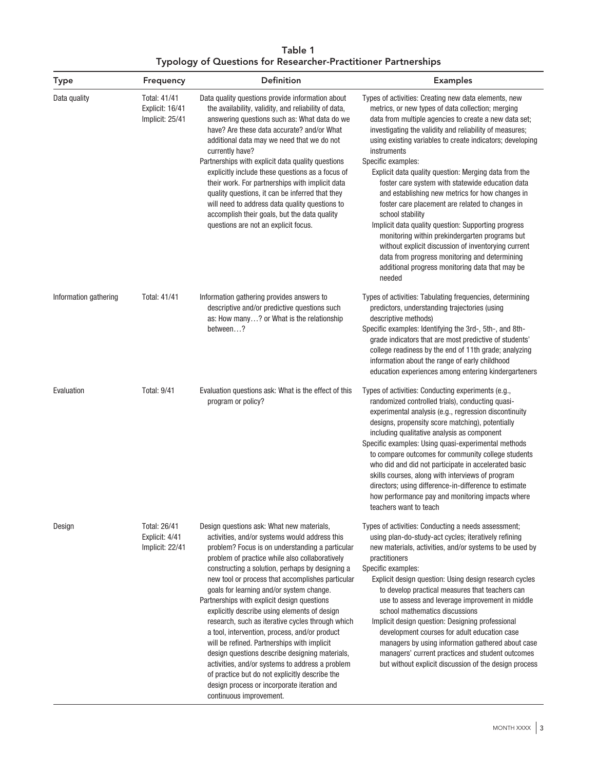**Table 1**
**Typology of Questions for Researcher-Practitioner Partnerships**

| Type | Frequency | Definition | Examples |
|---|---|---|---|
| Data quality | Total: 41/41<br>Explicit: 16/41<br>Implicit: 25/41 | Data quality questions provide information about the availability, validity, and reliability of data, answering questions such as: What data do we have? Are these data accurate? and/or What additional data may we need that we do not currently have?<br>Partnerships with explicit data quality questions explicitly include these questions as a focus of their work. For partnerships with implicit data quality questions, it can be inferred that they will need to address data quality questions to accomplish their goals, but the data quality questions are not an explicit focus. | Types of activities: Creating new data elements, new metrics, or new types of data collection; merging data from multiple agencies to create a new data set; investigating the validity and reliability of measures; using existing variables to create indicators; developing instruments<br>Specific examples:<br>Explicit data quality question: Merging data from the foster care system with statewide education data and establishing new metrics for how changes in foster care placement are related to changes in school stability<br>Implicit data quality question: Supporting progress monitoring within prekindergarten programs but without explicit discussion of inventorying current data from progress monitoring and determining additional progress monitoring data that may be needed |
| Information gathering | Total: 41/41 | Information gathering provides answers to descriptive and/or predictive questions such as: How many…? or What is the relationship between…? | Types of activities: Tabulating frequencies, determining predictors, understanding trajectories (using descriptive methods)<br>Specific examples: Identifying the 3rd-, 5th-, and 8th-grade indicators that are most predictive of students' college readiness by the end of 11th grade; analyzing information about the range of early childhood education experiences among entering kindergarteners |
| Evaluation | Total: 9/41 | Evaluation questions ask: What is the effect of this program or policy? | Types of activities: Conducting experiments (e.g., randomized controlled trials), conducting quasi-experimental analysis (e.g., regression discontinuity designs, propensity score matching), potentially including qualitative analysis as component<br>Specific examples: Using quasi-experimental methods to compare outcomes for community college students who did and did not participate in accelerated basic skills courses, along with interviews of program directors; using difference-in-difference to estimate how performance pay and monitoring impacts where teachers want to teach |
| Design | Total: 26/41<br>Explicit: 4/41<br>Implicit: 22/41 | Design questions ask: What new materials, activities, and/or systems would address this problem? Focus is on understanding a particular problem of practice while also collaboratively constructing a solution, perhaps by designing a new tool or process that accomplishes particular goals for learning and/or system change.<br>Partnerships with explicit design questions explicitly describe using elements of design research, such as iterative cycles through which a tool, intervention, process, and/or product will be refined. Partnerships with implicit design questions describe designing materials, activities, and/or systems to address a problem of practice but do not explicitly describe the design process or incorporate iteration and continuous improvement. | Types of activities: Conducting a needs assessment; using plan-do-study-act cycles; iteratively refining new materials, activities, and/or systems to be used by practitioners<br>Specific examples:<br>Explicit design question: Using design research cycles to develop practical measures that teachers can use to assess and leverage improvement in middle school mathematics discussions<br>Implicit design question: Designing professional development courses for adult education case managers by using information gathered about case managers' current practices and student outcomes but without explicit discussion of the design process |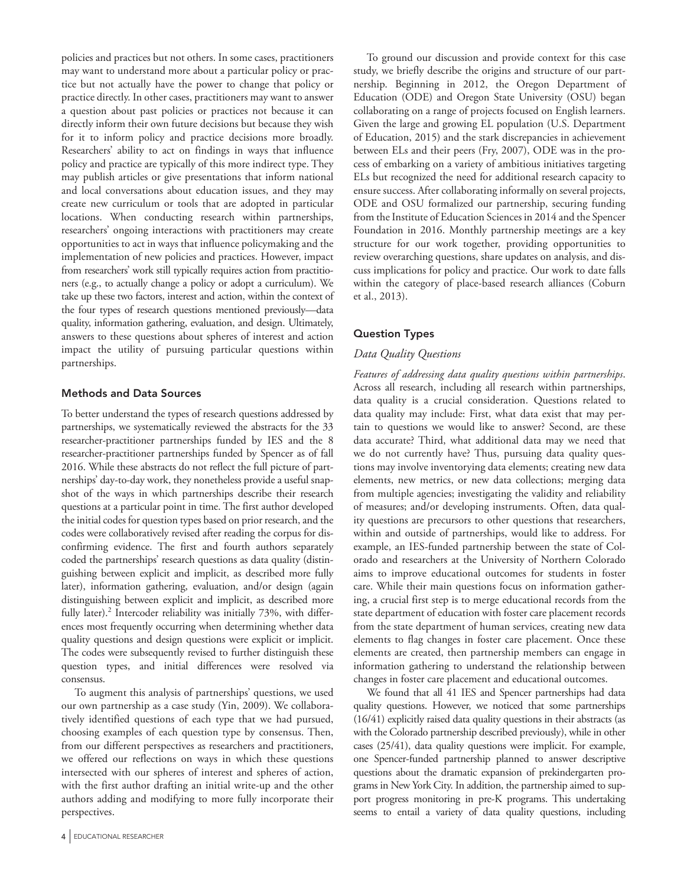policies and practices but not others. In some cases, practitioners may want to understand more about a particular policy or practice but not actually have the power to change that policy or practice directly. In other cases, practitioners may want to answer a question about past policies or practices not because it can directly inform their own future decisions but because they wish for it to inform policy and practice decisions more broadly. Researchers' ability to act on findings in ways that influence policy and practice are typically of this more indirect type. They may publish articles or give presentations that inform national and local conversations about education issues, and they may create new curriculum or tools that are adopted in particular locations. When conducting research within partnerships, researchers' ongoing interactions with practitioners may create opportunities to act in ways that influence policymaking and the implementation of new policies and practices. However, impact from researchers' work still typically requires action from practitioners (e.g., to actually change a policy or adopt a curriculum). We take up these two factors, interest and action, within the context of the four types of research questions mentioned previously—data quality, information gathering, evaluation, and design. Ultimately, answers to these questions about spheres of interest and action impact the utility of pursuing particular questions within partnerships.

## Methods and Data Sources

To better understand the types of research questions addressed by partnerships, we systematically reviewed the abstracts for the 33 researcher-practitioner partnerships funded by IES and the 8 researcher-practitioner partnerships funded by Spencer as of fall 2016. While these abstracts do not reflect the full picture of partnerships' day-to-day work, they nonetheless provide a useful snapshot of the ways in which partnerships describe their research questions at a particular point in time. The first author developed the initial codes for question types based on prior research, and the codes were collaboratively revised after reading the corpus for disconfirming evidence. The first and fourth authors separately coded the partnerships' research questions as data quality (distinguishing between explicit and implicit, as described more fully later), information gathering, evaluation, and/or design (again distinguishing between explicit and implicit, as described more fully later).[2] Intercoder reliability was initially 73%, with differences most frequently occurring when determining whether data quality questions and design questions were explicit or implicit. The codes were subsequently revised to further distinguish these question types, and initial differences were resolved via consensus.

To augment this analysis of partnerships' questions, we used our own partnership as a case study (Yin, 2009). We collaboratively identified questions of each type that we had pursued, choosing examples of each question type by consensus. Then, from our different perspectives as researchers and practitioners, we offered our reflections on ways in which these questions intersected with our spheres of interest and spheres of action, with the first author drafting an initial write-up and the other authors adding and modifying to more fully incorporate their perspectives.

To ground our discussion and provide context for this case study, we briefly describe the origins and structure of our partnership. Beginning in 2012, the Oregon Department of Education (ODE) and Oregon State University (OSU) began collaborating on a range of projects focused on English learners. Given the large and growing EL population (U.S. Department of Education, 2015) and the stark discrepancies in achievement between ELs and their peers (Fry, 2007), ODE was in the process of embarking on a variety of ambitious initiatives targeting ELs but recognized the need for additional research capacity to ensure success. After collaborating informally on several projects, ODE and OSU formalized our partnership, securing funding from the Institute of Education Sciences in 2014 and the Spencer Foundation in 2016. Monthly partnership meetings are a key structure for our work together, providing opportunities to review overarching questions, share updates on analysis, and discuss implications for policy and practice. Our work to date falls within the category of place-based research alliances (Coburn et al., 2013).

## Question Types

### *Data Quality Questions*

*Features of addressing data quality questions within partnerships.* Across all research, including all research within partnerships, data quality is a crucial consideration. Questions related to data quality may include: First, what data exist that may pertain to questions we would like to answer? Second, are these data accurate? Third, what additional data may we need that we do not currently have? Thus, pursuing data quality questions may involve inventorying data elements; creating new data elements, new metrics, or new data collections; merging data from multiple agencies; investigating the validity and reliability of measures; and/or developing instruments. Often, data quality questions are precursors to other questions that researchers, within and outside of partnerships, would like to address. For example, an IES-funded partnership between the state of Colorado and researchers at the University of Northern Colorado aims to improve educational outcomes for students in foster care. While their main questions focus on information gathering, a crucial first step is to merge educational records from the state department of education with foster care placement records from the state department of human services, creating new data elements to flag changes in foster care placement. Once these elements are created, then partnership members can engage in information gathering to understand the relationship between changes in foster care placement and educational outcomes.

We found that all 41 IES and Spencer partnerships had data quality questions. However, we noticed that some partnerships (16/41) explicitly raised data quality questions in their abstracts (as with the Colorado partnership described previously), while in other cases (25/41), data quality questions were implicit. For example, one Spencer-funded partnership planned to answer descriptive questions about the dramatic expansion of prekindergarten programs in New York City. In addition, the partnership aimed to support progress monitoring in pre-K programs. This undertaking seems to entail a variety of data quality questions, including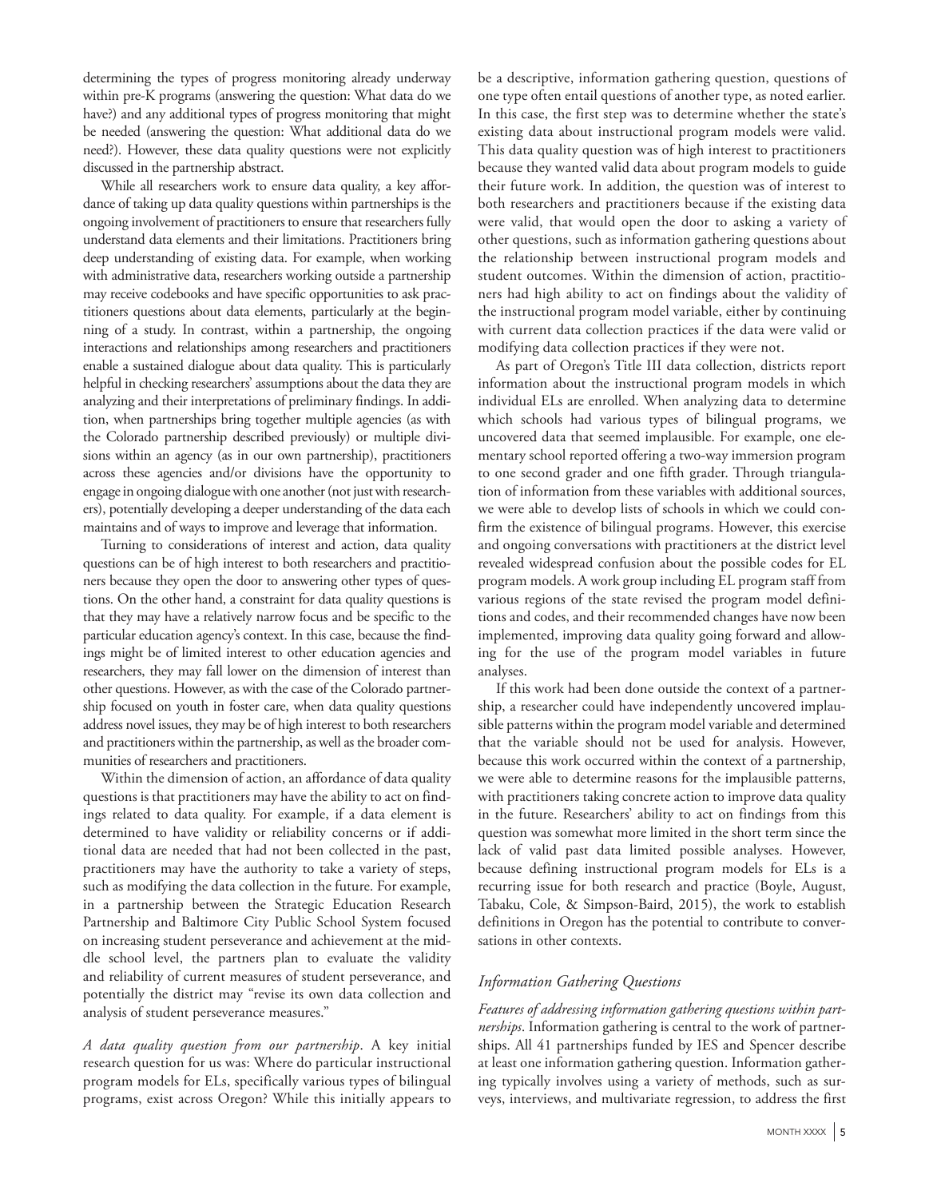determining the types of progress monitoring already underway within pre-K programs (answering the question: What data do we have?) and any additional types of progress monitoring that might be needed (answering the question: What additional data do we need?). However, these data quality questions were not explicitly discussed in the partnership abstract.

While all researchers work to ensure data quality, a key affordance of taking up data quality questions within partnerships is the ongoing involvement of practitioners to ensure that researchers fully understand data elements and their limitations. Practitioners bring deep understanding of existing data. For example, when working with administrative data, researchers working outside a partnership may receive codebooks and have specific opportunities to ask practitioners questions about data elements, particularly at the beginning of a study. In contrast, within a partnership, the ongoing interactions and relationships among researchers and practitioners enable a sustained dialogue about data quality. This is particularly helpful in checking researchers' assumptions about the data they are analyzing and their interpretations of preliminary findings. In addition, when partnerships bring together multiple agencies (as with the Colorado partnership described previously) or multiple divisions within an agency (as in our own partnership), practitioners across these agencies and/or divisions have the opportunity to engage in ongoing dialogue with one another (not just with researchers), potentially developing a deeper understanding of the data each maintains and of ways to improve and leverage that information.

Turning to considerations of interest and action, data quality questions can be of high interest to both researchers and practitioners because they open the door to answering other types of questions. On the other hand, a constraint for data quality questions is that they may have a relatively narrow focus and be specific to the particular education agency's context. In this case, because the findings might be of limited interest to other education agencies and researchers, they may fall lower on the dimension of interest than other questions. However, as with the case of the Colorado partnership focused on youth in foster care, when data quality questions address novel issues, they may be of high interest to both researchers and practitioners within the partnership, as well as the broader communities of researchers and practitioners.

Within the dimension of action, an affordance of data quality questions is that practitioners may have the ability to act on findings related to data quality. For example, if a data element is determined to have validity or reliability concerns or if additional data are needed that had not been collected in the past, practitioners may have the authority to take a variety of steps, such as modifying the data collection in the future. For example, in a partnership between the Strategic Education Research Partnership and Baltimore City Public School System focused on increasing student perseverance and achievement at the middle school level, the partners plan to evaluate the validity and reliability of current measures of student perseverance, and potentially the district may "revise its own data collection and analysis of student perseverance measures."

*A data quality question from our partnership*. A key initial research question for us was: Where do particular instructional program models for ELs, specifically various types of bilingual programs, exist across Oregon? While this initially appears to be a descriptive, information gathering question, questions of one type often entail questions of another type, as noted earlier. In this case, the first step was to determine whether the state's existing data about instructional program models were valid. This data quality question was of high interest to practitioners because they wanted valid data about program models to guide their future work. In addition, the question was of interest to both researchers and practitioners because if the existing data were valid, that would open the door to asking a variety of other questions, such as information gathering questions about the relationship between instructional program models and student outcomes. Within the dimension of action, practitioners had high ability to act on findings about the validity of the instructional program model variable, either by continuing with current data collection practices if the data were valid or modifying data collection practices if they were not.

As part of Oregon's Title III data collection, districts report information about the instructional program models in which individual ELs are enrolled. When analyzing data to determine which schools had various types of bilingual programs, we uncovered data that seemed implausible. For example, one elementary school reported offering a two-way immersion program to one second grader and one fifth grader. Through triangulation of information from these variables with additional sources, we were able to develop lists of schools in which we could confirm the existence of bilingual programs. However, this exercise and ongoing conversations with practitioners at the district level revealed widespread confusion about the possible codes for EL program models. A work group including EL program staff from various regions of the state revised the program model definitions and codes, and their recommended changes have now been implemented, improving data quality going forward and allowing for the use of the program model variables in future analyses.

If this work had been done outside the context of a partnership, a researcher could have independently uncovered implausible patterns within the program model variable and determined that the variable should not be used for analysis. However, because this work occurred within the context of a partnership, we were able to determine reasons for the implausible patterns, with practitioners taking concrete action to improve data quality in the future. Researchers' ability to act on findings from this question was somewhat more limited in the short term since the lack of valid past data limited possible analyses. However, because defining instructional program models for ELs is a recurring issue for both research and practice (Boyle, August, Tabaku, Cole, & Simpson-Baird, 2015), the work to establish definitions in Oregon has the potential to contribute to conversations in other contexts.

### *Information Gathering Questions*

*Features of addressing information gathering questions within partnerships*. Information gathering is central to the work of partnerships. All 41 partnerships funded by IES and Spencer describe at least one information gathering question. Information gathering typically involves using a variety of methods, such as surveys, interviews, and multivariate regression, to address the first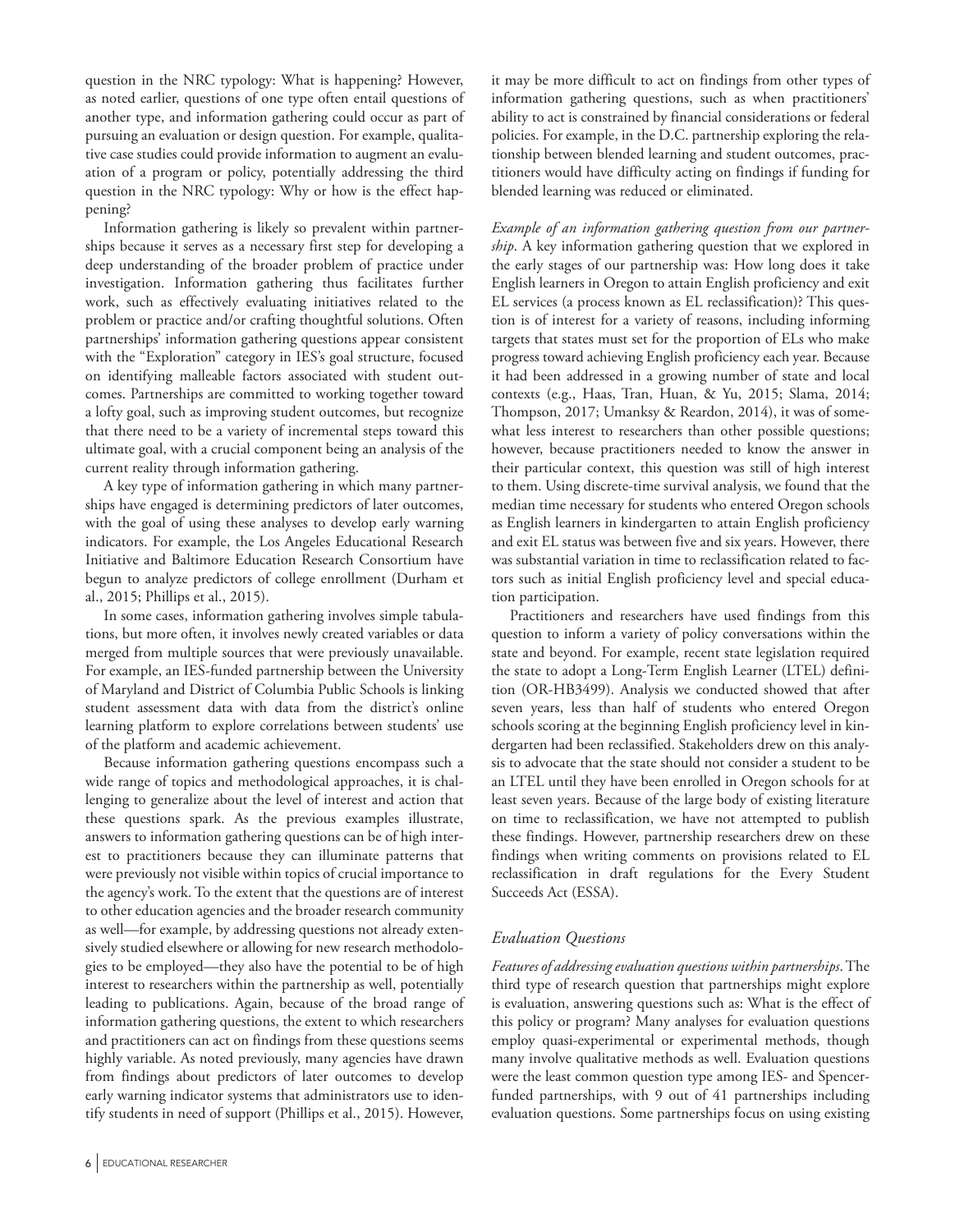question in the NRC typology: What is happening? However, as noted earlier, questions of one type often entail questions of another type, and information gathering could occur as part of pursuing an evaluation or design question. For example, qualitative case studies could provide information to augment an evaluation of a program or policy, potentially addressing the third question in the NRC typology: Why or how is the effect happening?

Information gathering is likely so prevalent within partnerships because it serves as a necessary first step for developing a deep understanding of the broader problem of practice under investigation. Information gathering thus facilitates further work, such as effectively evaluating initiatives related to the problem or practice and/or crafting thoughtful solutions. Often partnerships' information gathering questions appear consistent with the "Exploration" category in IES's goal structure, focused on identifying malleable factors associated with student outcomes. Partnerships are committed to working together toward a lofty goal, such as improving student outcomes, but recognize that there need to be a variety of incremental steps toward this ultimate goal, with a crucial component being an analysis of the current reality through information gathering.

A key type of information gathering in which many partnerships have engaged is determining predictors of later outcomes, with the goal of using these analyses to develop early warning indicators. For example, the Los Angeles Educational Research Initiative and Baltimore Education Research Consortium have begun to analyze predictors of college enrollment (Durham et al., 2015; Phillips et al., 2015).

In some cases, information gathering involves simple tabulations, but more often, it involves newly created variables or data merged from multiple sources that were previously unavailable. For example, an IES-funded partnership between the University of Maryland and District of Columbia Public Schools is linking student assessment data with data from the district's online learning platform to explore correlations between students' use of the platform and academic achievement.

Because information gathering questions encompass such a wide range of topics and methodological approaches, it is challenging to generalize about the level of interest and action that these questions spark. As the previous examples illustrate, answers to information gathering questions can be of high interest to practitioners because they can illuminate patterns that were previously not visible within topics of crucial importance to the agency's work. To the extent that the questions are of interest to other education agencies and the broader research community as well—for example, by addressing questions not already extensively studied elsewhere or allowing for new research methodologies to be employed—they also have the potential to be of high interest to researchers within the partnership as well, potentially leading to publications. Again, because of the broad range of information gathering questions, the extent to which researchers and practitioners can act on findings from these questions seems highly variable. As noted previously, many agencies have drawn from findings about predictors of later outcomes to develop early warning indicator systems that administrators use to identify students in need of support (Phillips et al., 2015). However, it may be more difficult to act on findings from other types of information gathering questions, such as when practitioners' ability to act is constrained by financial considerations or federal policies. For example, in the D.C. partnership exploring the relationship between blended learning and student outcomes, practitioners would have difficulty acting on findings if funding for blended learning was reduced or eliminated.

*Example of an information gathering question from our partnership*. A key information gathering question that we explored in the early stages of our partnership was: How long does it take English learners in Oregon to attain English proficiency and exit EL services (a process known as EL reclassification)? This question is of interest for a variety of reasons, including informing targets that states must set for the proportion of ELs who make progress toward achieving English proficiency each year. Because it had been addressed in a growing number of state and local contexts (e.g., Haas, Tran, Huan, & Yu, 2015; Slama, 2014; Thompson, 2017; Umanksy & Reardon, 2014), it was of somewhat less interest to researchers than other possible questions; however, because practitioners needed to know the answer in their particular context, this question was still of high interest to them. Using discrete-time survival analysis, we found that the median time necessary for students who entered Oregon schools as English learners in kindergarten to attain English proficiency and exit EL status was between five and six years. However, there was substantial variation in time to reclassification related to factors such as initial English proficiency level and special education participation.

Practitioners and researchers have used findings from this question to inform a variety of policy conversations within the state and beyond. For example, recent state legislation required the state to adopt a Long-Term English Learner (LTEL) definition (OR-HB3499). Analysis we conducted showed that after seven years, less than half of students who entered Oregon schools scoring at the beginning English proficiency level in kindergarten had been reclassified. Stakeholders drew on this analysis to advocate that the state should not consider a student to be an LTEL until they have been enrolled in Oregon schools for at least seven years. Because of the large body of existing literature on time to reclassification, we have not attempted to publish these findings. However, partnership researchers drew on these findings when writing comments on provisions related to EL reclassification in draft regulations for the Every Student Succeeds Act (ESSA).

### *Evaluation Questions*

*Features of addressing evaluation questions within partnerships*. The third type of research question that partnerships might explore is evaluation, answering questions such as: What is the effect of this policy or program? Many analyses for evaluation questions employ quasi-experimental or experimental methods, though many involve qualitative methods as well. Evaluation questions were the least common question type among IES- and Spencer-funded partnerships, with 9 out of 41 partnerships including evaluation questions. Some partnerships focus on using existing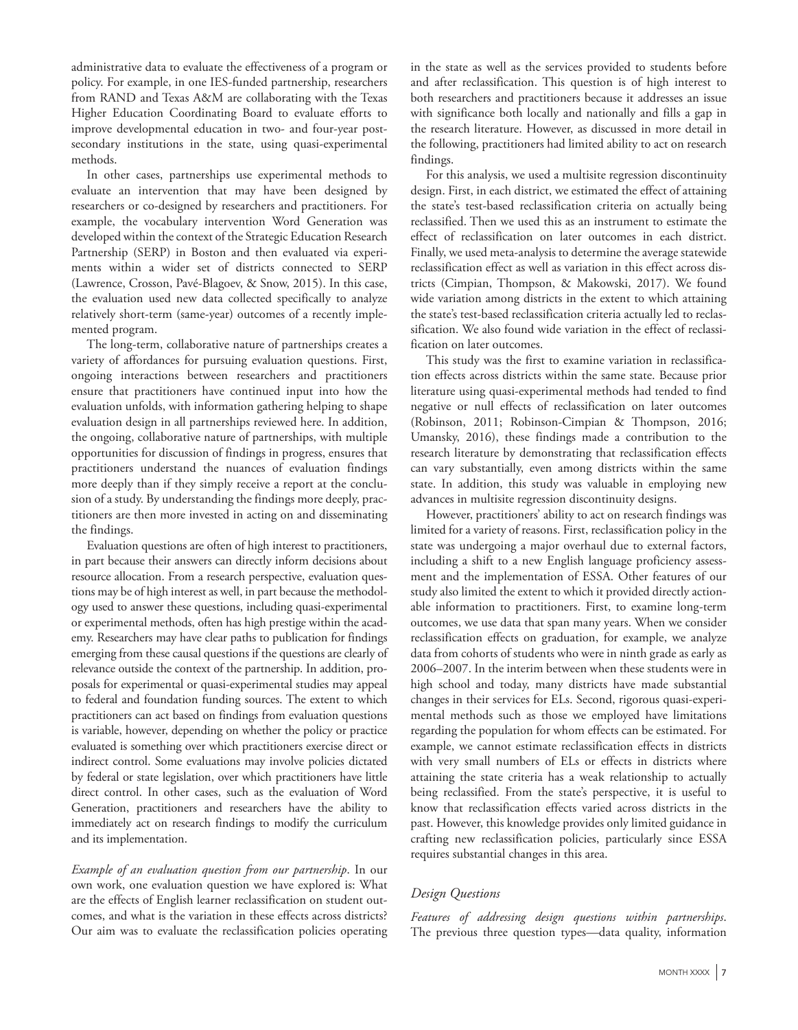administrative data to evaluate the effectiveness of a program or policy. For example, in one IES-funded partnership, researchers from RAND and Texas A&M are collaborating with the Texas Higher Education Coordinating Board to evaluate efforts to improve developmental education in two- and four-year post-secondary institutions in the state, using quasi-experimental methods.

In other cases, partnerships use experimental methods to evaluate an intervention that may have been designed by researchers or co-designed by researchers and practitioners. For example, the vocabulary intervention Word Generation was developed within the context of the Strategic Education Research Partnership (SERP) in Boston and then evaluated via experiments within a wider set of districts connected to SERP (Lawrence, Crosson, Pavé-Blagoev, & Snow, 2015). In this case, the evaluation used new data collected specifically to analyze relatively short-term (same-year) outcomes of a recently implemented program.

The long-term, collaborative nature of partnerships creates a variety of affordances for pursuing evaluation questions. First, ongoing interactions between researchers and practitioners ensure that practitioners have continued input into how the evaluation unfolds, with information gathering helping to shape evaluation design in all partnerships reviewed here. In addition, the ongoing, collaborative nature of partnerships, with multiple opportunities for discussion of findings in progress, ensures that practitioners understand the nuances of evaluation findings more deeply than if they simply receive a report at the conclusion of a study. By understanding the findings more deeply, practitioners are then more invested in acting on and disseminating the findings.

Evaluation questions are often of high interest to practitioners, in part because their answers can directly inform decisions about resource allocation. From a research perspective, evaluation questions may be of high interest as well, in part because the methodology used to answer these questions, including quasi-experimental or experimental methods, often has high prestige within the academy. Researchers may have clear paths to publication for findings emerging from these causal questions if the questions are clearly of relevance outside the context of the partnership. In addition, proposals for experimental or quasi-experimental studies may appeal to federal and foundation funding sources. The extent to which practitioners can act based on findings from evaluation questions is variable, however, depending on whether the policy or practice evaluated is something over which practitioners exercise direct or indirect control. Some evaluations may involve policies dictated by federal or state legislation, over which practitioners have little direct control. In other cases, such as the evaluation of Word Generation, practitioners and researchers have the ability to immediately act on research findings to modify the curriculum and its implementation.

*Example of an evaluation question from our partnership*. In our own work, one evaluation question we have explored is: What are the effects of English learner reclassification on student outcomes, and what is the variation in these effects across districts? Our aim was to evaluate the reclassification policies operating in the state as well as the services provided to students before and after reclassification. This question is of high interest to both researchers and practitioners because it addresses an issue with significance both locally and nationally and fills a gap in the research literature. However, as discussed in more detail in the following, practitioners had limited ability to act on research findings.

For this analysis, we used a multisite regression discontinuity design. First, in each district, we estimated the effect of attaining the state's test-based reclassification criteria on actually being reclassified. Then we used this as an instrument to estimate the effect of reclassification on later outcomes in each district. Finally, we used meta-analysis to determine the average statewide reclassification effect as well as variation in this effect across districts (Cimpian, Thompson, & Makowski, 2017). We found wide variation among districts in the extent to which attaining the state's test-based reclassification criteria actually led to reclassification. We also found wide variation in the effect of reclassification on later outcomes.

This study was the first to examine variation in reclassification effects across districts within the same state. Because prior literature using quasi-experimental methods had tended to find negative or null effects of reclassification on later outcomes (Robinson, 2011; Robinson-Cimpian & Thompson, 2016; Umansky, 2016), these findings made a contribution to the research literature by demonstrating that reclassification effects can vary substantially, even among districts within the same state. In addition, this study was valuable in employing new advances in multisite regression discontinuity designs.

However, practitioners' ability to act on research findings was limited for a variety of reasons. First, reclassification policy in the state was undergoing a major overhaul due to external factors, including a shift to a new English language proficiency assessment and the implementation of ESSA. Other features of our study also limited the extent to which it provided directly actionable information to practitioners. First, to examine long-term outcomes, we use data that span many years. When we consider reclassification effects on graduation, for example, we analyze data from cohorts of students who were in ninth grade as early as 2006–2007. In the interim between when these students were in high school and today, many districts have made substantial changes in their services for ELs. Second, rigorous quasi-experimental methods such as those we employed have limitations regarding the population for whom effects can be estimated. For example, we cannot estimate reclassification effects in districts with very small numbers of ELs or effects in districts where attaining the state criteria has a weak relationship to actually being reclassified. From the state's perspective, it is useful to know that reclassification effects varied across districts in the past. However, this knowledge provides only limited guidance in crafting new reclassification policies, particularly since ESSA requires substantial changes in this area.

### *Design Questions*

*Features of addressing design questions within partnerships*. The previous three question types—data quality, information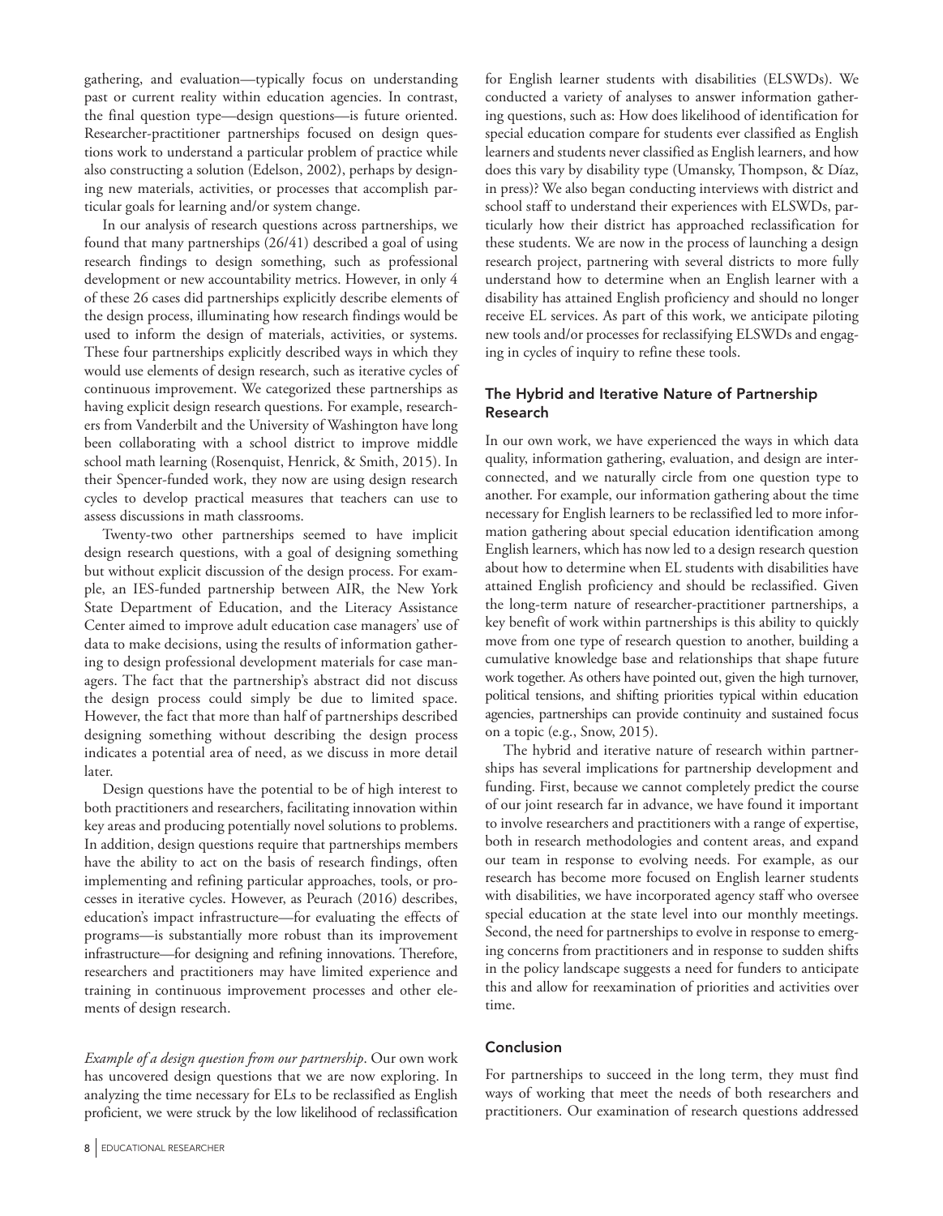gathering, and evaluation—typically focus on understanding past or current reality within education agencies. In contrast, the final question type—design questions—is future oriented. Researcher-practitioner partnerships focused on design questions work to understand a particular problem of practice while also constructing a solution (Edelson, 2002), perhaps by designing new materials, activities, or processes that accomplish particular goals for learning and/or system change.

In our analysis of research questions across partnerships, we found that many partnerships (26/41) described a goal of using research findings to design something, such as professional development or new accountability metrics. However, in only 4 of these 26 cases did partnerships explicitly describe elements of the design process, illuminating how research findings would be used to inform the design of materials, activities, or systems. These four partnerships explicitly described ways in which they would use elements of design research, such as iterative cycles of continuous improvement. We categorized these partnerships as having explicit design research questions. For example, researchers from Vanderbilt and the University of Washington have long been collaborating with a school district to improve middle school math learning (Rosenquist, Henrick, & Smith, 2015). In their Spencer-funded work, they now are using design research cycles to develop practical measures that teachers can use to assess discussions in math classrooms.

Twenty-two other partnerships seemed to have implicit design research questions, with a goal of designing something but without explicit discussion of the design process. For example, an IES-funded partnership between AIR, the New York State Department of Education, and the Literacy Assistance Center aimed to improve adult education case managers' use of data to make decisions, using the results of information gathering to design professional development materials for case managers. The fact that the partnership's abstract did not discuss the design process could simply be due to limited space. However, the fact that more than half of partnerships described designing something without describing the design process indicates a potential area of need, as we discuss in more detail later.

Design questions have the potential to be of high interest to both practitioners and researchers, facilitating innovation within key areas and producing potentially novel solutions to problems. In addition, design questions require that partnerships members have the ability to act on the basis of research findings, often implementing and refining particular approaches, tools, or processes in iterative cycles. However, as Peurach (2016) describes, education's impact infrastructure—for evaluating the effects of programs—is substantially more robust than its improvement infrastructure—for designing and refining innovations. Therefore, researchers and practitioners may have limited experience and training in continuous improvement processes and other elements of design research.

*Example of a design question from our partnership*. Our own work has uncovered design questions that we are now exploring. In analyzing the time necessary for ELs to be reclassified as English proficient, we were struck by the low likelihood of reclassification for English learner students with disabilities (ELSWDs). We conducted a variety of analyses to answer information gathering questions, such as: How does likelihood of identification for special education compare for students ever classified as English learners and students never classified as English learners, and how does this vary by disability type (Umansky, Thompson, & Díaz, in press)? We also began conducting interviews with district and school staff to understand their experiences with ELSWDs, particularly how their district has approached reclassification for these students. We are now in the process of launching a design research project, partnering with several districts to more fully understand how to determine when an English learner with a disability has attained English proficiency and should no longer receive EL services. As part of this work, we anticipate piloting new tools and/or processes for reclassifying ELSWDs and engaging in cycles of inquiry to refine these tools.

### The Hybrid and Iterative Nature of Partnership Research

In our own work, we have experienced the ways in which data quality, information gathering, evaluation, and design are interconnected, and we naturally circle from one question type to another. For example, our information gathering about the time necessary for English learners to be reclassified led to more information gathering about special education identification among English learners, which has now led to a design research question about how to determine when EL students with disabilities have attained English proficiency and should be reclassified. Given the long-term nature of researcher-practitioner partnerships, a key benefit of work within partnerships is this ability to quickly move from one type of research question to another, building a cumulative knowledge base and relationships that shape future work together. As others have pointed out, given the high turnover, political tensions, and shifting priorities typical within education agencies, partnerships can provide continuity and sustained focus on a topic (e.g., Snow, 2015).

The hybrid and iterative nature of research within partnerships has several implications for partnership development and funding. First, because we cannot completely predict the course of our joint research far in advance, we have found it important to involve researchers and practitioners with a range of expertise, both in research methodologies and content areas, and expand our team in response to evolving needs. For example, as our research has become more focused on English learner students with disabilities, we have incorporated agency staff who oversee special education at the state level into our monthly meetings. Second, the need for partnerships to evolve in response to emerging concerns from practitioners and in response to sudden shifts in the policy landscape suggests a need for funders to anticipate this and allow for reexamination of priorities and activities over time.

### Conclusion

For partnerships to succeed in the long term, they must find ways of working that meet the needs of both researchers and practitioners. Our examination of research questions addressed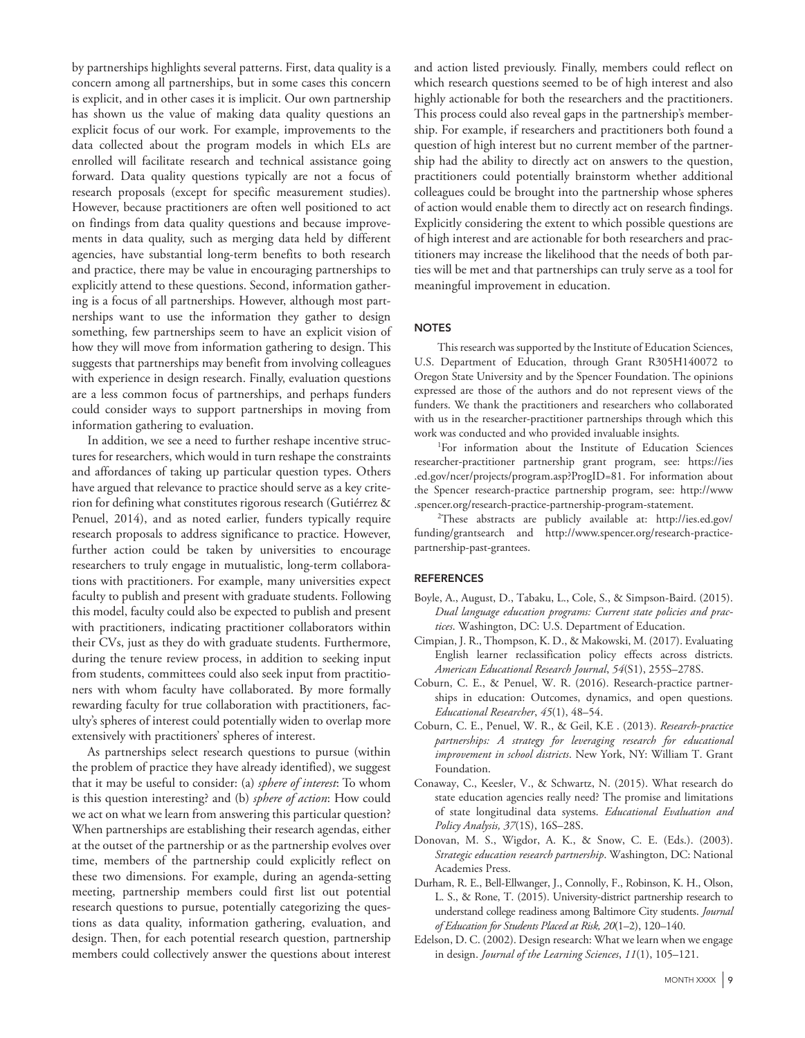by partnerships highlights several patterns. First, data quality is a concern among all partnerships, but in some cases this concern is explicit, and in other cases it is implicit. Our own partnership has shown us the value of making data quality questions an explicit focus of our work. For example, improvements to the data collected about the program models in which ELs are enrolled will facilitate research and technical assistance going forward. Data quality questions typically are not a focus of research proposals (except for specific measurement studies). However, because practitioners are often well positioned to act on findings from data quality questions and because improvements in data quality, such as merging data held by different agencies, have substantial long-term benefits to both research and practice, there may be value in encouraging partnerships to explicitly attend to these questions. Second, information gathering is a focus of all partnerships. However, although most partnerships want to use the information they gather to design something, few partnerships seem to have an explicit vision of how they will move from information gathering to design. This suggests that partnerships may benefit from involving colleagues with experience in design research. Finally, evaluation questions are a less common focus of partnerships, and perhaps funders could consider ways to support partnerships in moving from information gathering to evaluation.

In addition, we see a need to further reshape incentive structures for researchers, which would in turn reshape the constraints and affordances of taking up particular question types. Others have argued that relevance to practice should serve as a key criterion for defining what constitutes rigorous research (Gutiérrez & Penuel, 2014), and as noted earlier, funders typically require research proposals to address significance to practice. However, further action could be taken by universities to encourage researchers to truly engage in mutualistic, long-term collaborations with practitioners. For example, many universities expect faculty to publish and present with graduate students. Following this model, faculty could also be expected to publish and present with practitioners, indicating practitioner collaborators within their CVs, just as they do with graduate students. Furthermore, during the tenure review process, in addition to seeking input from students, committees could also seek input from practitioners with whom faculty have collaborated. By more formally rewarding faculty for true collaboration with practitioners, faculty's spheres of interest could potentially widen to overlap more extensively with practitioners' spheres of interest.

As partnerships select research questions to pursue (within the problem of practice they have already identified), we suggest that it may be useful to consider: (a) *sphere of interest*: To whom is this question interesting? and (b) *sphere of action*: How could we act on what we learn from answering this particular question? When partnerships are establishing their research agendas, either at the outset of the partnership or as the partnership evolves over time, members of the partnership could explicitly reflect on these two dimensions. For example, during an agenda-setting meeting, partnership members could first list out potential research questions to pursue, potentially categorizing the questions as data quality, information gathering, evaluation, and design. Then, for each potential research question, partnership members could collectively answer the questions about interest and action listed previously. Finally, members could reflect on which research questions seemed to be of high interest and also highly actionable for both the researchers and the practitioners. This process could also reveal gaps in the partnership's membership. For example, if researchers and practitioners both found a question of high interest but no current member of the partnership had the ability to directly act on answers to the question, practitioners could potentially brainstorm whether additional colleagues could be brought into the partnership whose spheres of action would enable them to directly act on research findings. Explicitly considering the extent to which possible questions are of high interest and are actionable for both researchers and practitioners may increase the likelihood that the needs of both parties will be met and that partnerships can truly serve as a tool for meaningful improvement in education.

## NOTES

This research was supported by the Institute of Education Sciences, U.S. Department of Education, through Grant R305H140072 to Oregon State University and by the Spencer Foundation. The opinions expressed are those of the authors and do not represent views of the funders. We thank the practitioners and researchers who collaborated with us in the researcher-practitioner partnerships through which this work was conducted and who provided invaluable insights.

[1]For information about the Institute of Education Sciences researcher-practitioner partnership grant program, see: https://ies.ed.gov/ncer/projects/program.asp?ProgID=81. For information about the Spencer research-practice partnership program, see: http://www.spencer.org/research-practice-partnership-program-statement.

[2]These abstracts are publicly available at: http://ies.ed.gov/funding/grantsearch and http://www.spencer.org/research-practice-partnership-past-grantees.

## REFERENCES

Boyle, A., August, D., Tabaku, L., Cole, S., & Simpson-Baird. (2015). *Dual language education programs: Current state policies and practices*. Washington, DC: U.S. Department of Education.

Cimpian, J. R., Thompson, K. D., & Makowski, M. (2017). Evaluating English learner reclassification policy effects across districts. *American Educational Research Journal*, *54*(S1), 255S–278S.

Coburn, C. E., & Penuel, W. R. (2016). Research-practice partnerships in education: Outcomes, dynamics, and open questions. *Educational Researcher*, *45*(1), 48–54.

Coburn, C. E., Penuel, W. R., & Geil, K.E . (2013). *Research-practice partnerships: A strategy for leveraging research for educational improvement in school districts*. New York, NY: William T. Grant Foundation.

Conaway, C., Keesler, V., & Schwartz, N. (2015). What research do state education agencies really need? The promise and limitations of state longitudinal data systems. *Educational Evaluation and Policy Analysis, 37*(1S), 16S–28S.

Donovan, M. S., Wigdor, A. K., & Snow, C. E. (Eds.). (2003). *Strategic education research partnership*. Washington, DC: National Academies Press.

Durham, R. E., Bell-Ellwanger, J., Connolly, F., Robinson, K. H., Olson, L. S., & Rone, T. (2015). University-district partnership research to understand college readiness among Baltimore City students. *Journal of Education for Students Placed at Risk, 20*(1–2), 120–140.

Edelson, D. C. (2002). Design research: What we learn when we engage in design. *Journal of the Learning Sciences*, *11*(1), 105–121.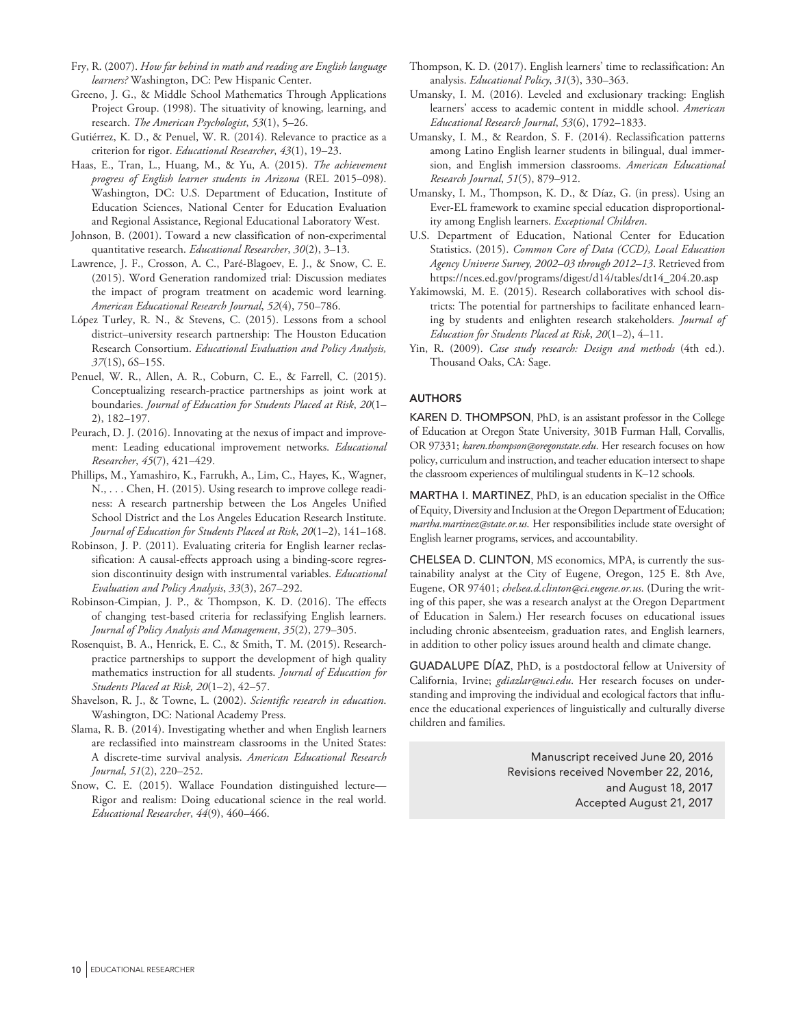Fry, R. (2007). *How far behind in math and reading are English language learners?* Washington, DC: Pew Hispanic Center.

Greeno, J. G., & Middle School Mathematics Through Applications Project Group. (1998). The situativity of knowing, learning, and research. *The American Psychologist*, *53*(1), 5–26.

Gutiérrez, K. D., & Penuel, W. R. (2014). Relevance to practice as a criterion for rigor. *Educational Researcher*, *43*(1), 19–23.

Haas, E., Tran, L., Huang, M., & Yu, A. (2015). *The achievement progress of English learner students in Arizona* (REL 2015–098). Washington, DC: U.S. Department of Education, Institute of Education Sciences, National Center for Education Evaluation and Regional Assistance, Regional Educational Laboratory West.

Johnson, B. (2001). Toward a new classification of non-experimental quantitative research. *Educational Researcher*, *30*(2), 3–13.

Lawrence, J. F., Crosson, A. C., Paré-Blagoev, E. J., & Snow, C. E. (2015). Word Generation randomized trial: Discussion mediates the impact of program treatment on academic word learning. *American Educational Research Journal*, *52*(4), 750–786.

López Turley, R. N., & Stevens, C. (2015). Lessons from a school district–university research partnership: The Houston Education Research Consortium. *Educational Evaluation and Policy Analysis, 37*(1S), 6S–15S.

Penuel, W. R., Allen, A. R., Coburn, C. E., & Farrell, C. (2015). Conceptualizing research-practice partnerships as joint work at boundaries. *Journal of Education for Students Placed at Risk*, *20*(1–2), 182–197.

Peurach, D. J. (2016). Innovating at the nexus of impact and improvement: Leading educational improvement networks. *Educational Researcher*, *45*(7), 421–429.

Phillips, M., Yamashiro, K., Farrukh, A., Lim, C., Hayes, K., Wagner, N., . . . Chen, H. (2015). Using research to improve college readiness: A research partnership between the Los Angeles Unified School District and the Los Angeles Education Research Institute. *Journal of Education for Students Placed at Risk*, *20*(1–2), 141–168.

Robinson, J. P. (2011). Evaluating criteria for English learner reclassification: A causal-effects approach using a binding-score regression discontinuity design with instrumental variables. *Educational Evaluation and Policy Analysis*, *33*(3), 267–292.

Robinson-Cimpian, J. P., & Thompson, K. D. (2016). The effects of changing test-based criteria for reclassifying English learners. *Journal of Policy Analysis and Management*, *35*(2), 279–305.

Rosenquist, B. A., Henrick, E. C., & Smith, T. M. (2015). Research-practice partnerships to support the development of high quality mathematics instruction for all students. *Journal of Education for Students Placed at Risk, 20*(1–2), 42–57.

Shavelson, R. J., & Towne, L. (2002). *Scientific research in education*. Washington, DC: National Academy Press.

Slama, R. B. (2014). Investigating whether and when English learners are reclassified into mainstream classrooms in the United States: A discrete-time survival analysis. *American Educational Research Journal*, *51*(2), 220–252.

Snow, C. E. (2015). Wallace Foundation distinguished lecture—Rigor and realism: Doing educational science in the real world. *Educational Researcher*, *44*(9), 460–466.

Thompson, K. D. (2017). English learners' time to reclassification: An analysis. *Educational Policy*, *31*(3), 330–363.

Umansky, I. M. (2016). Leveled and exclusionary tracking: English learners' access to academic content in middle school. *American Educational Research Journal*, *53*(6), 1792–1833.

Umansky, I. M., & Reardon, S. F. (2014). Reclassification patterns among Latino English learner students in bilingual, dual immersion, and English immersion classrooms. *American Educational Research Journal*, *51*(5), 879–912.

Umansky, I. M., Thompson, K. D., & Díaz, G. (in press). Using an Ever-EL framework to examine special education disproportionality among English learners. *Exceptional Children*.

U.S. Department of Education, National Center for Education Statistics. (2015). *Common Core of Data (CCD), Local Education Agency Universe Survey, 2002–03 through 2012–13*. Retrieved from https://nces.ed.gov/programs/digest/d14/tables/dt14_204.20.asp

Yakimowski, M. E. (2015). Research collaboratives with school districts: The potential for partnerships to facilitate enhanced learning by students and enlighten research stakeholders. *Journal of Education for Students Placed at Risk*, *20*(1–2), 4–11.

Yin, R. (2009). *Case study research: Design and methods* (4th ed.). Thousand Oaks, CA: Sage.

## AUTHORS

KAREN D. THOMPSON, PhD, is an assistant professor in the College of Education at Oregon State University, 301B Furman Hall, Corvallis, OR 97331; *karen.thompson@oregonstate.edu*. Her research focuses on how policy, curriculum and instruction, and teacher education intersect to shape the classroom experiences of multilingual students in K–12 schools.

MARTHA I. MARTINEZ, PhD, is an education specialist in the Office of Equity, Diversity and Inclusion at the Oregon Department of Education; *martha.martinez@state.or.us*. Her responsibilities include state oversight of English learner programs, services, and accountability.

CHELSEA D. CLINTON, MS economics, MPA, is currently the sustainability analyst at the City of Eugene, Oregon, 125 E. 8th Ave, Eugene, OR 97401; *chelsea.d.clinton@ci.eugene.or.us*. (During the writing of this paper, she was a research analyst at the Oregon Department of Education in Salem.) Her research focuses on educational issues including chronic absenteeism, graduation rates, and English learners, in addition to other policy issues around health and climate change.

GUADALUPE DÍAZ, PhD, is a postdoctoral fellow at University of California, Irvine; *gdiazlar@uci.edu*. Her research focuses on understanding and improving the individual and ecological factors that influence the educational experiences of linguistically and culturally diverse children and families.

Manuscript received June 20, 2016
Revisions received November 22, 2016, and August 18, 2017
Accepted August 21, 2017